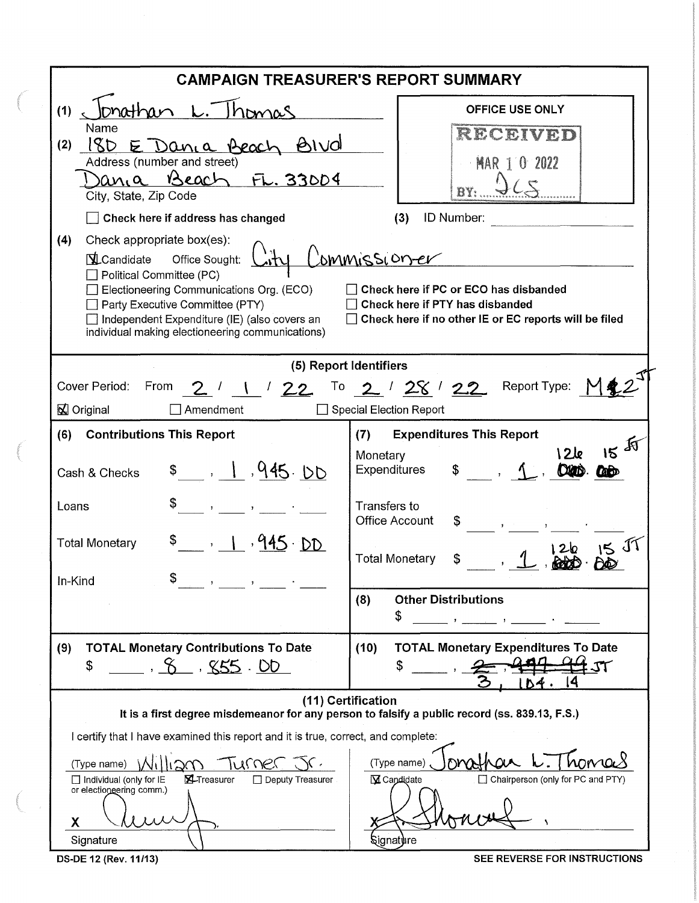# CAMPAIGN TREASURER'S REPORT SUMMARY

(1) Jonathan L. Thomas
Name

(2) 180 E Dania Beach Blvd
Address (number and street)

Dania Beach FL. 33004
City, State, Zip Code

☐ **Check here if address has changed**

**OFFICE USE ONLY**

RECEIVED
MAR 10 2022
BY: JCS

(3) ID Number:

(4) Check appropriate box(es):

☒ Candidate Office Sought: City Commissioner

☐ Political Committee (PC)

☐ Electioneering Communications Org. (ECO)

☐ Party Executive Committee (PTY)

☐ Independent Expenditure (IE) (also covers an individual making electioneering communications)

☐ **Check here if PC or ECO has disbanded**

☐ **Check here if PTY has disbanded**

☐ **Check here if no other IE or EC reports will be filed**

## (5) Report Identifiers

Cover Period: From 2 / 1 / 22 To 2 / 28 / 22 Report Type: M2 JT

☒ Original ☐ Amendment ☐ Special Election Report

| **(6) Contributions This Report** | | **(7) Expenditures This Report** | |
|---|---|---|---|
| Cash & Checks | $ 1,945.00 | Monetary Expenditures | $ 1,~~000.00~~ 126.15 JT |
| Loans | $ | Transfers to Office Account | $ |
| Total Monetary | $ 1,945.00 | Total Monetary | $ 1,~~000.00~~ 126.15 JT |
| In-Kind | $ | **(8) Other Distributions** | $ |
| **(9) TOTAL Monetary Contributions To Date** | $ 8,855.00 | **(10) TOTAL Monetary Expenditures To Date** | $ ~~2,447.99~~ JT 3,104.14 |

## (11) Certification

**It is a first degree misdemeanor for any person to falsify a public record (ss. 839.13, F.S.)**

I certify that I have examined this report and it is true, correct, and complete:

(Type name) William Turner Jr.

☐ Individual (only for IE or electioneering comm.) ☒ Treasurer ☐ Deputy Treasurer

X [signature]

Signature

(Type name) Jonathan L. Thomas

☒ Candidate ☐ Chairperson (only for PC and PTY)

X [signature]

Signature

DS-DE 12 (Rev. 11/13)

SEE REVERSE FOR INSTRUCTIONS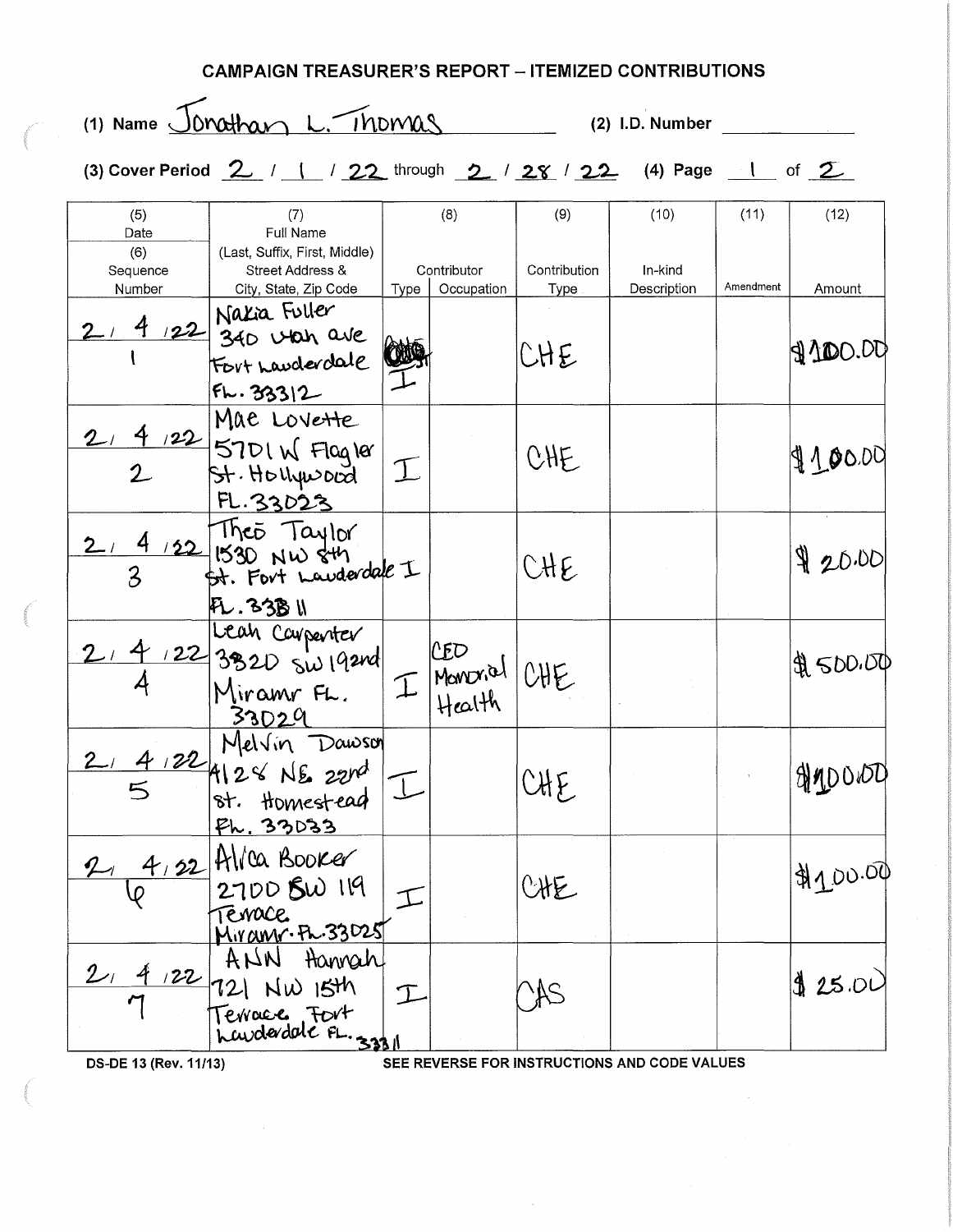## CAMPAIGN TREASURER'S REPORT – ITEMIZED CONTRIBUTIONS

(1) Name Jonathan L. Thomas (2) I.D. Number

(3) Cover Period 2 / 1 / 22 through 2 / 28 / 22 (4) Page 1 of 2

| (5) Date / (6) Sequence Number | (7) Full Name (Last, Suffix, First, Middle) Street Address & City, State, Zip Code | (8) Contributor Type | (8) Contributor Occupation | (9) Contribution Type | (10) In-kind Description | (11) Amendment | (12) Amount |
|---|---|---|---|---|---|---|---|
| 2/4/22 1 | Nakia Fuller 340 Utah ave Fort Lauderdale FL. 33312 | I | | CHE | | | $100.00 |
| 2/4/22 2 | Mae Lovette 5701 W Flagler St. Hollywood FL. 33023 | I | | CHE | | | $100.00 |
| 2/4/22 3 | Theo Taylor 1530 NW 8th St. Fort Lauderdale FL. 33311 | I | | CHE | | | $20.00 |
| 2/4/22 4 | Leah Carpenter 3820 SW 192nd Miramr FL. 33029 | I | CEO Memorial Health | CHE | | | $500.00 |
| 2/4/22 5 | Melvin Dawson 4128 NE 22nd St. Homestead FL. 33033 | I | | CHE | | | $1000.00 |
| 2/4/22 6 | Alica Booker 2700 SW 119 Terrace Miramr. FL. 33025 | I | | CHE | | | $100.00 |
| 2/4/22 7 | ANN Hannah 721 NW 15th Terrace Fort Lauderdale FL. 33311 | I | | CAS | | | $25.00 |

DS-DE 13 (Rev. 11/13) SEE REVERSE FOR INSTRUCTIONS AND CODE VALUES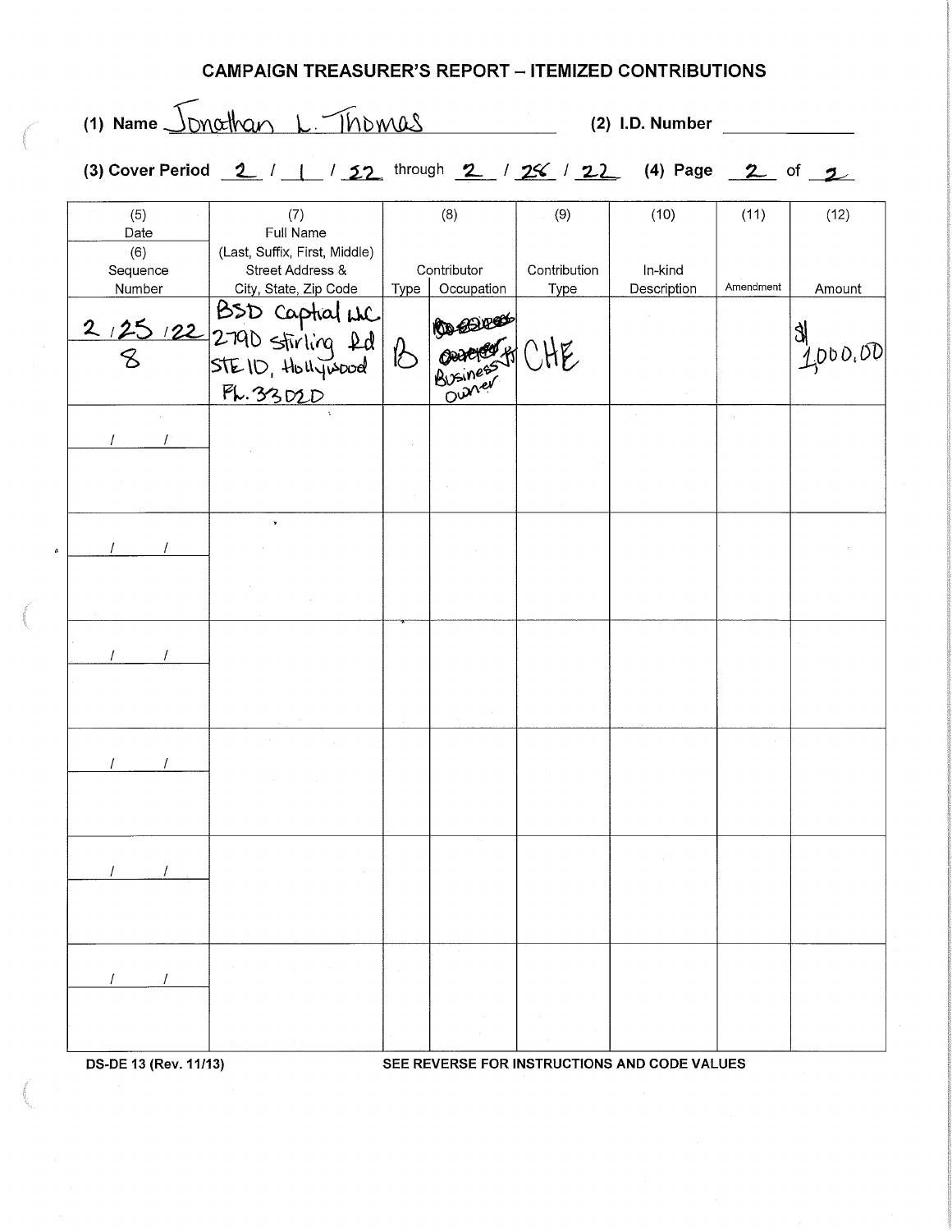## CAMPAIGN TREASURER'S REPORT – ITEMIZED CONTRIBUTIONS

(1) Name Jonathan L. Thomas (2) I.D. Number ______

(3) Cover Period 2 / 1 / 22 through 2 / 25 / 22 (4) Page 2 of 2

| (5) Date / (6) Sequence Number | (7) Full Name (Last, Suffix, First, Middle) Street Address & City, State, Zip Code | (8) Contributor Type | (8) Contributor Occupation | (9) Contribution Type | (10) In-kind Description | (11) Amendment | (12) Amount |
|---|---|---|---|---|---|---|---|
| 2/25/22 / 8 | BSD Capital LLC 2790 Stirling Rd STE 10, Hollywood FL. 33020 | B | Business Owner | CHE | | | $1,000.00 |
| / / | | | | | | | |
| / / | | | | | | | |
| / / | | | | | | | |
| / / | | | | | | | |
| / / | | | | | | | |
| / / | | | | | | | |

DS-DE 13 (Rev. 11/13) SEE REVERSE FOR INSTRUCTIONS AND CODE VALUES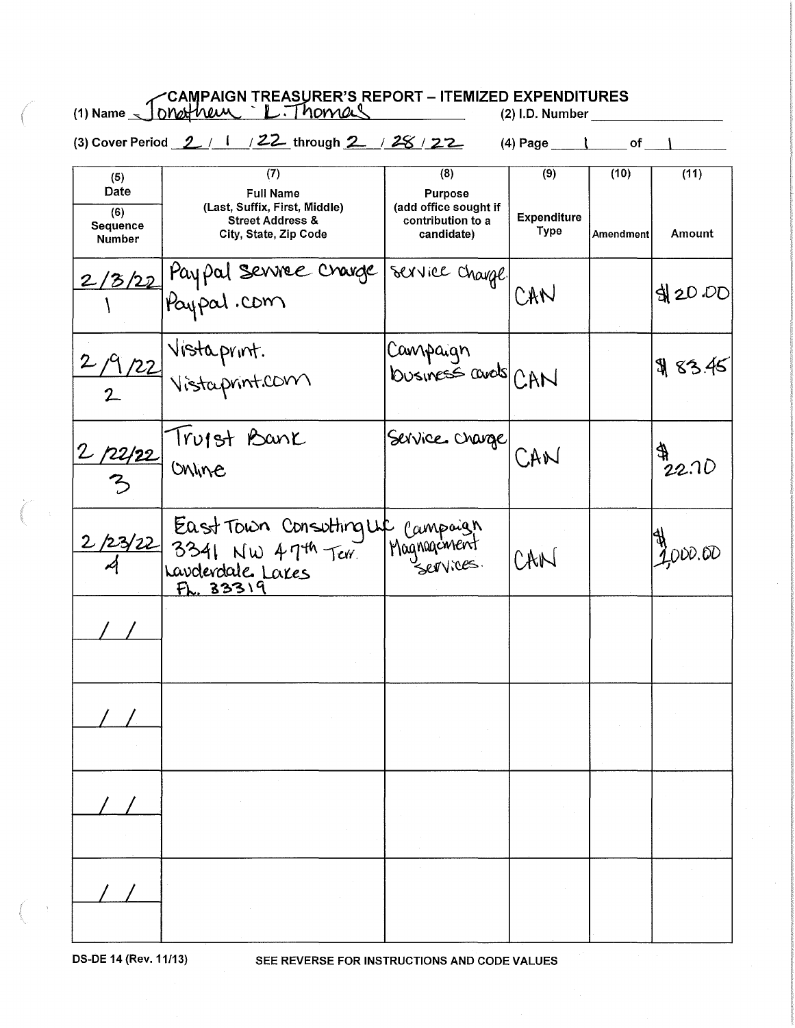# CAMPAIGN TREASURER'S REPORT – ITEMIZED EXPENDITURES

(1) Name Jonathan L. Thomas (2) I.D. Number

(3) Cover Period 2 / 1 / 22 through 2 / 28 / 22 (4) Page 1 of 1

| (5) Date / (6) Sequence Number | (7) Full Name (Last, Suffix, First, Middle) Street Address & City, State, Zip Code | (8) Purpose (add office sought if contribution to a candidate) | (9) Expenditure Type | (10) Amendment | (11) Amount |
|---|---|---|---|---|---|
| 2/3/22 1 | PayPal Service Charge Paypal.com | service charge | CAN | | $ 20.00 |
| 2/9/22 2 | Vistaprint. Vistaprint.com | Campaign business cards | CAN | | $ 83.45 |
| 2/22/22 3 | Truist Bank Online | Service charge | CAN | | $ 22.70 |
| 2/23/22 4 | East Town Consulting LLC 3341 NW 47th Terr. Lauderdale Lakes FL. 33319 | Campaign Magnagement Services. | CAN | | $ 1,000.00 |
| / / | | | | | |
| / / | | | | | |
| / / | | | | | |
| / / | | | | | |

DS-DE 14 (Rev. 11/13) SEE REVERSE FOR INSTRUCTIONS AND CODE VALUES